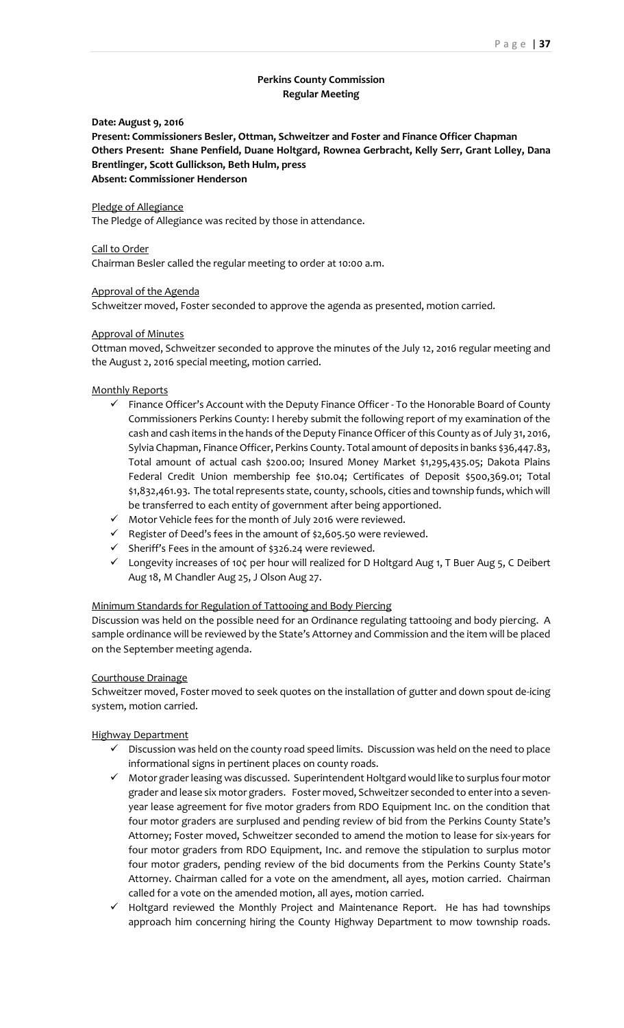**Perkins County Commission**
**Regular Meeting**

**Date: August 9, 2016**
**Present: Commissioners Besler, Ottman, Schweitzer and Foster and Finance Officer Chapman**
**Others Present: Shane Penfield, Duane Holtgard, Rownea Gerbracht, Kelly Serr, Grant Lolley, Dana Brentlinger, Scott Gullickson, Beth Hulm, press**
**Absent: Commissioner Henderson**

Pledge of Allegiance
The Pledge of Allegiance was recited by those in attendance.

Call to Order
Chairman Besler called the regular meeting to order at 10:00 a.m.

Approval of the Agenda
Schweitzer moved, Foster seconded to approve the agenda as presented, motion carried.

Approval of Minutes
Ottman moved, Schweitzer seconded to approve the minutes of the July 12, 2016 regular meeting and the August 2, 2016 special meeting, motion carried.

Monthly Reports

- ✓ Finance Officer's Account with the Deputy Finance Officer - To the Honorable Board of County Commissioners Perkins County: I hereby submit the following report of my examination of the cash and cash items in the hands of the Deputy Finance Officer of this County as of July 31, 2016, Sylvia Chapman, Finance Officer, Perkins County. Total amount of deposits in banks $36,447.83, Total amount of actual cash $200.00; Insured Money Market $1,295,435.05; Dakota Plains Federal Credit Union membership fee $10.04; Certificates of Deposit $500,369.01; Total $1,832,461.93. The total represents state, county, schools, cities and township funds, which will be transferred to each entity of government after being apportioned.
- ✓ Motor Vehicle fees for the month of July 2016 were reviewed.
- ✓ Register of Deed's fees in the amount of $2,605.50 were reviewed.
- ✓ Sheriff's Fees in the amount of $326.24 were reviewed.
- ✓ Longevity increases of 10¢ per hour will realized for D Holtgard Aug 1, T Buer Aug 5, C Deibert Aug 18, M Chandler Aug 25, J Olson Aug 27.

Minimum Standards for Regulation of Tattooing and Body Piercing
Discussion was held on the possible need for an Ordinance regulating tattooing and body piercing. A sample ordinance will be reviewed by the State's Attorney and Commission and the item will be placed on the September meeting agenda.

Courthouse Drainage
Schweitzer moved, Foster moved to seek quotes on the installation of gutter and down spout de-icing system, motion carried.

Highway Department

- ✓ Discussion was held on the county road speed limits. Discussion was held on the need to place informational signs in pertinent places on county roads.
- ✓ Motor grader leasing was discussed. Superintendent Holtgard would like to surplus four motor grader and lease six motor graders. Foster moved, Schweitzer seconded to enter into a seven-year lease agreement for five motor graders from RDO Equipment Inc. on the condition that four motor graders are surplused and pending review of bid from the Perkins County State's Attorney; Foster moved, Schweitzer seconded to amend the motion to lease for six-years for four motor graders from RDO Equipment, Inc. and remove the stipulation to surplus motor four motor graders, pending review of the bid documents from the Perkins County State's Attorney. Chairman called for a vote on the amendment, all ayes, motion carried. Chairman called for a vote on the amended motion, all ayes, motion carried.
- ✓ Holtgard reviewed the Monthly Project and Maintenance Report. He has had townships approach him concerning hiring the County Highway Department to mow township roads.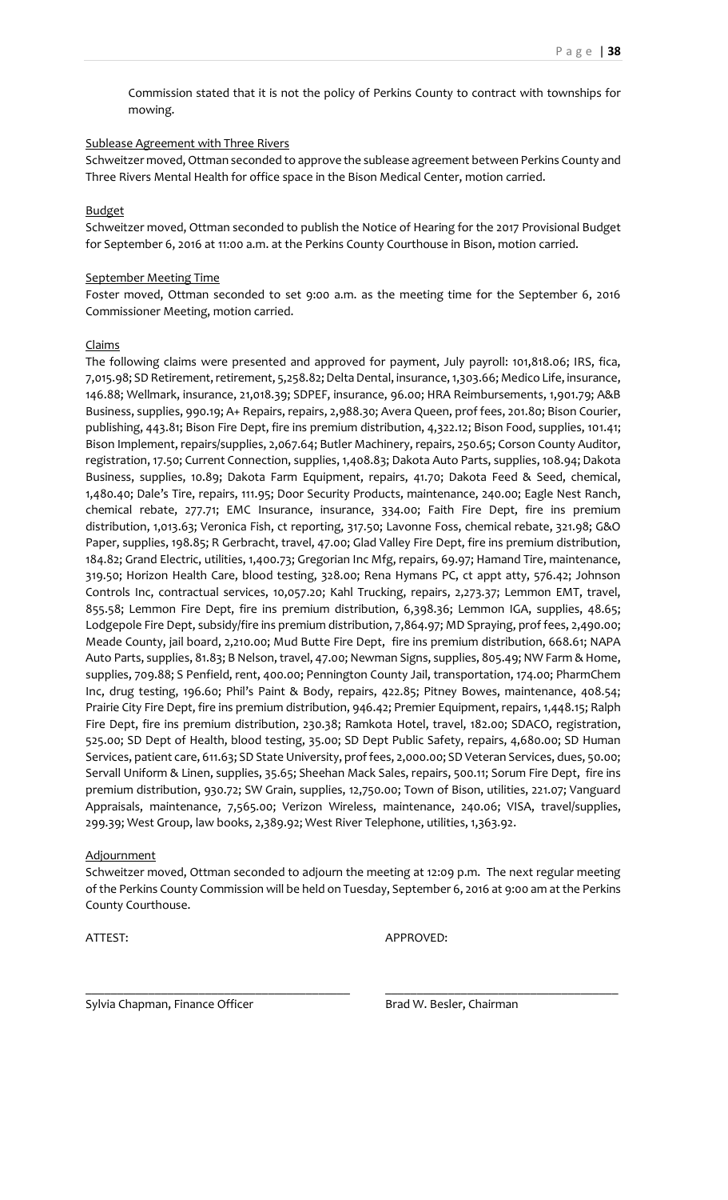Commission stated that it is not the policy of Perkins County to contract with townships for mowing.

Sublease Agreement with Three Rivers

Schweitzer moved, Ottman seconded to approve the sublease agreement between Perkins County and Three Rivers Mental Health for office space in the Bison Medical Center, motion carried.

Budget

Schweitzer moved, Ottman seconded to publish the Notice of Hearing for the 2017 Provisional Budget for September 6, 2016 at 11:00 a.m. at the Perkins County Courthouse in Bison, motion carried.

September Meeting Time

Foster moved, Ottman seconded to set 9:00 a.m. as the meeting time for the September 6, 2016 Commissioner Meeting, motion carried.

Claims

The following claims were presented and approved for payment, July payroll: 101,818.06; IRS, fica, 7,015.98; SD Retirement, retirement, 5,258.82; Delta Dental, insurance, 1,303.66; Medico Life, insurance, 146.88; Wellmark, insurance, 21,018.39; SDPEF, insurance, 96.00; HRA Reimbursements, 1,901.79; A&B Business, supplies, 990.19; A+ Repairs, repairs, 2,988.30; Avera Queen, prof fees, 201.80; Bison Courier, publishing, 443.81; Bison Fire Dept, fire ins premium distribution, 4,322.12; Bison Food, supplies, 101.41; Bison Implement, repairs/supplies, 2,067.64; Butler Machinery, repairs, 250.65; Corson County Auditor, registration, 17.50; Current Connection, supplies, 1,408.83; Dakota Auto Parts, supplies, 108.94; Dakota Business, supplies, 10.89; Dakota Farm Equipment, repairs, 41.70; Dakota Feed & Seed, chemical, 1,480.40; Dale's Tire, repairs, 111.95; Door Security Products, maintenance, 240.00; Eagle Nest Ranch, chemical rebate, 277.71; EMC Insurance, insurance, 334.00; Faith Fire Dept, fire ins premium distribution, 1,013.63; Veronica Fish, ct reporting, 317.50; Lavonne Foss, chemical rebate, 321.98; G&O Paper, supplies, 198.85; R Gerbracht, travel, 47.00; Glad Valley Fire Dept, fire ins premium distribution, 184.82; Grand Electric, utilities, 1,400.73; Gregorian Inc Mfg, repairs, 69.97; Hamand Tire, maintenance, 319.50; Horizon Health Care, blood testing, 328.00; Rena Hymans PC, ct appt atty, 576.42; Johnson Controls Inc, contractual services, 10,057.20; Kahl Trucking, repairs, 2,273.37; Lemmon EMT, travel, 855.58; Lemmon Fire Dept, fire ins premium distribution, 6,398.36; Lemmon IGA, supplies, 48.65; Lodgepole Fire Dept, subsidy/fire ins premium distribution, 7,864.97; MD Spraying, prof fees, 2,490.00; Meade County, jail board, 2,210.00; Mud Butte Fire Dept, fire ins premium distribution, 668.61; NAPA Auto Parts, supplies, 81.83; B Nelson, travel, 47.00; Newman Signs, supplies, 805.49; NW Farm & Home, supplies, 709.88; S Penfield, rent, 400.00; Pennington County Jail, transportation, 174.00; PharmChem Inc, drug testing, 196.60; Phil's Paint & Body, repairs, 422.85; Pitney Bowes, maintenance, 408.54; Prairie City Fire Dept, fire ins premium distribution, 946.42; Premier Equipment, repairs, 1,448.15; Ralph Fire Dept, fire ins premium distribution, 230.38; Ramkota Hotel, travel, 182.00; SDACO, registration, 525.00; SD Dept of Health, blood testing, 35.00; SD Dept Public Safety, repairs, 4,680.00; SD Human Services, patient care, 611.63; SD State University, prof fees, 2,000.00; SD Veteran Services, dues, 50.00; Servall Uniform & Linen, supplies, 35.65; Sheehan Mack Sales, repairs, 500.11; Sorum Fire Dept, fire ins premium distribution, 930.72; SW Grain, supplies, 12,750.00; Town of Bison, utilities, 221.07; Vanguard Appraisals, maintenance, 7,565.00; Verizon Wireless, maintenance, 240.06; VISA, travel/supplies, 299.39; West Group, law books, 2,389.92; West River Telephone, utilities, 1,363.92.

Adjournment

Schweitzer moved, Ottman seconded to adjourn the meeting at 12:09 p.m. The next regular meeting of the Perkins County Commission will be held on Tuesday, September 6, 2016 at 9:00 am at the Perkins County Courthouse.

ATTEST: APPROVED:

\_\_\_\_\_\_\_\_\_\_\_\_\_\_\_\_\_\_\_\_\_\_\_\_\_\_\_\_\_\_\_\_\_\_\_\_ \_\_\_\_\_\_\_\_\_\_\_\_\_\_\_\_\_\_\_\_\_\_\_\_\_\_\_\_\_\_\_\_\_\_\_\_

Sylvia Chapman, Finance Officer Brad W. Besler, Chairman